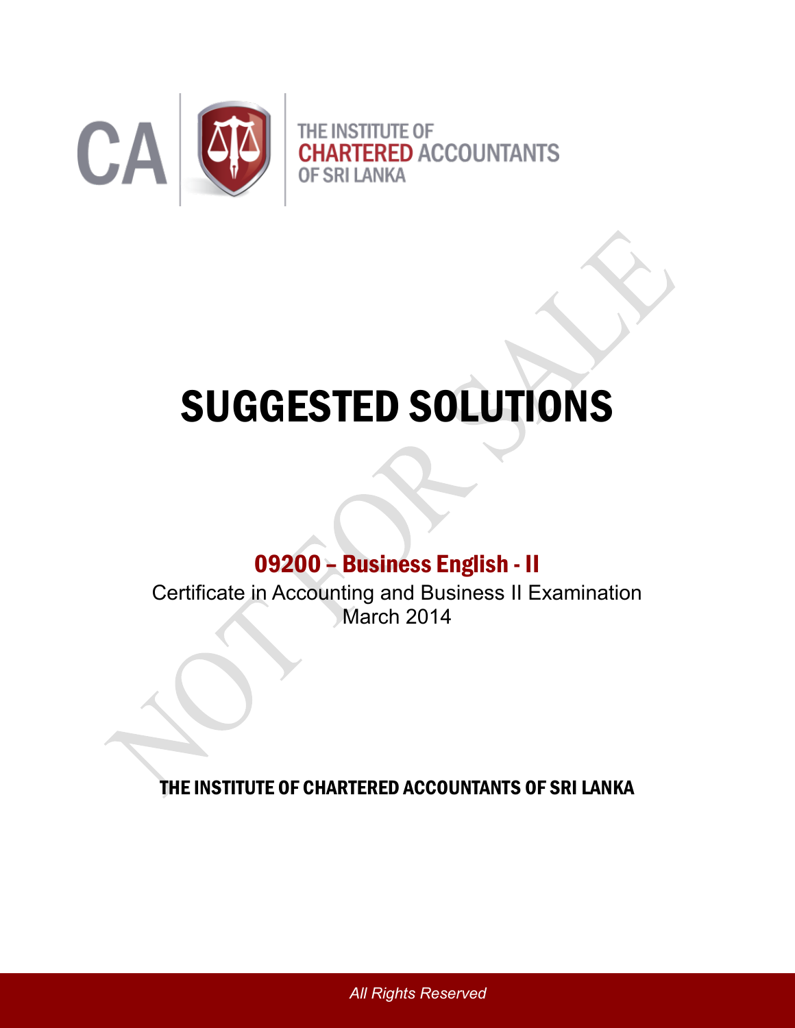CA

THE INSTITUTE OF
CHARTERED ACCOUNTANTS
OF SRI LANKA

# SUGGESTED SOLUTIONS

## 09200 – Business English - II

Certificate in Accounting and Business II Examination
March 2014

**THE INSTITUTE OF CHARTERED ACCOUNTANTS OF SRI LANKA**

*All Rights Reserved*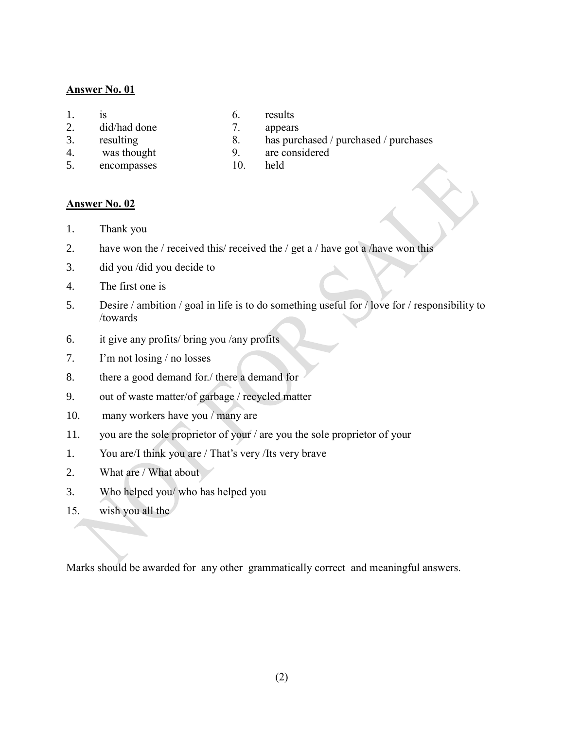**Answer No. 01**

1. is
2. did/had done
3. resulting
4. was thought
5. encompasses
6. results
7. appears
8. has purchased / purchased / purchases
9. are considered
10. held

**Answer No. 02**

1. Thank you
2. have won the / received this/ received the / get a / have got a /have won this
3. did you /did you decide to
4. The first one is
5. Desire / ambition / goal in life is to do something useful for / love for / responsibility to /towards
6. it give any profits/ bring you /any profits
7. I'm not losing / no losses
8. there a good demand for./ there a demand for
9. out of waste matter/of garbage / recycled matter
10. many workers have you / many are
11. you are the sole proprietor of your / are you the sole proprietor of your

1. You are/I think you are / That's very /Its very brave
2. What are / What about
3. Who helped you/ who has helped you

15. wish you all the

Marks should be awarded for any other grammatically correct and meaningful answers.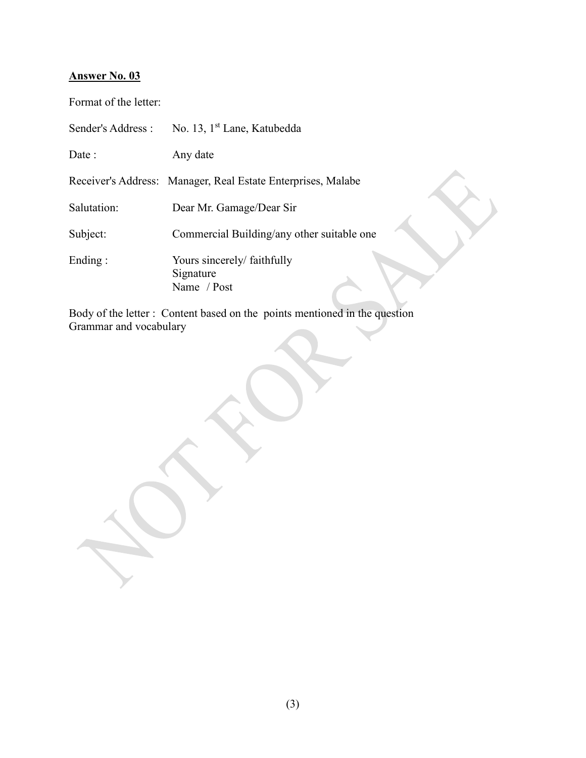**Answer No. 03**

Format of the letter:

| | |
|---|---|
| Sender's Address : | No. 13, 1st Lane, Katubedda |
| Date : | Any date |
| Receiver's Address: | Manager, Real Estate Enterprises, Malabe |
| Salutation: | Dear Mr. Gamage/Dear Sir |
| Subject: | Commercial Building/any other suitable one |
| Ending : | Yours sincerely/ faithfully<br>Signature<br>Name / Post |

Body of the letter : Content based on the points mentioned in the question
Grammar and vocabulary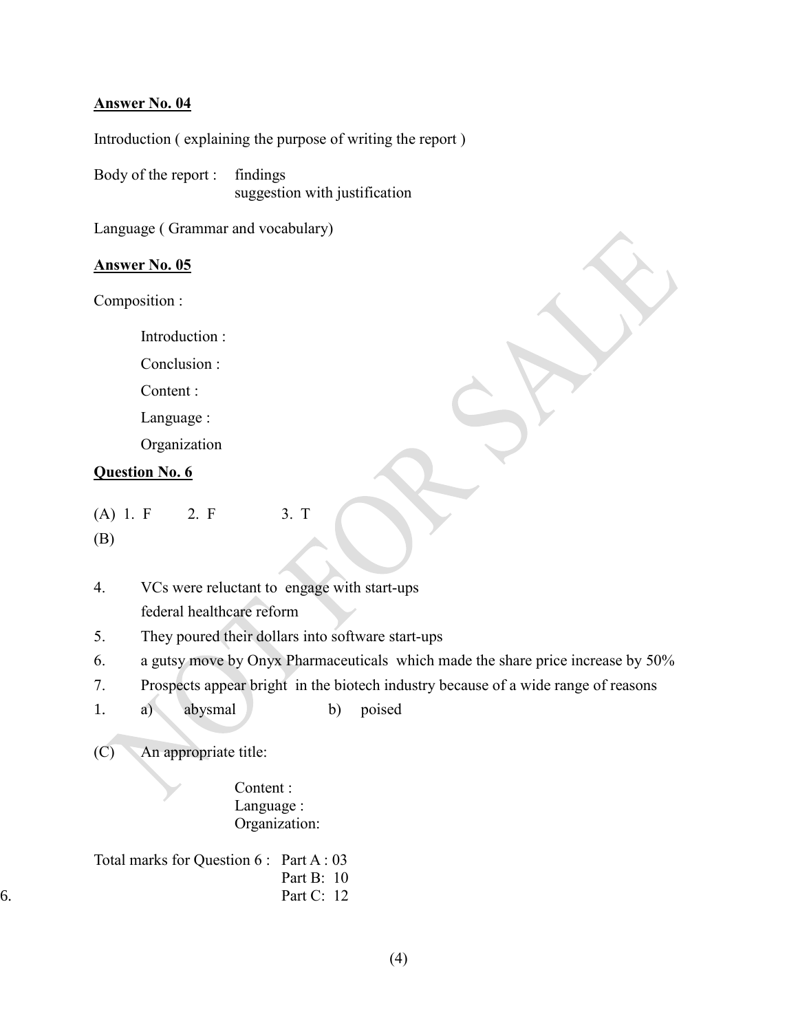**Answer No. 04**

Introduction ( explaining the purpose of writing the report )

Body of the report : findings
suggestion with justification

Language ( Grammar and vocabulary)

**Answer No. 05**

Composition :

Introduction :

Conclusion :

Content :

Language :

Organization

**Question No. 6**

(A) 1. F 2. F 3. T

(B)

4. VCs were reluctant to engage with start-ups
   federal healthcare reform
5. They poured their dollars into software start-ups
6. a gutsy move by Onyx Pharmaceuticals which made the share price increase by 50%
7. Prospects appear bright in the biotech industry because of a wide range of reasons

1. a) abysmal b) poised

(C) An appropriate title:

Content :
Language :
Organization:

Total marks for Question 6 : Part A : 03
Part B: 10
Part C: 12

6.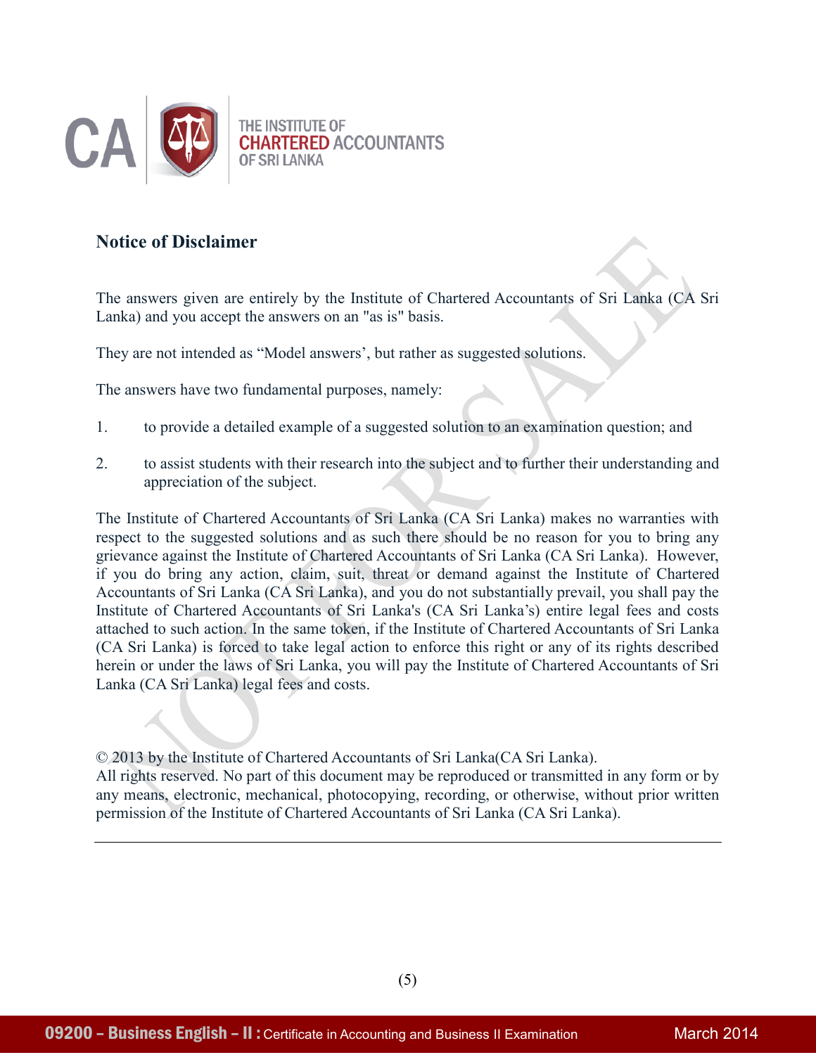THE INSTITUTE OF CHARTERED ACCOUNTANTS OF SRI LANKA

## Notice of Disclaimer

The answers given are entirely by the Institute of Chartered Accountants of Sri Lanka (CA Sri Lanka) and you accept the answers on an "as is" basis.

They are not intended as "Model answers', but rather as suggested solutions.

The answers have two fundamental purposes, namely:

1. to provide a detailed example of a suggested solution to an examination question; and

2. to assist students with their research into the subject and to further their understanding and appreciation of the subject.

The Institute of Chartered Accountants of Sri Lanka (CA Sri Lanka) makes no warranties with respect to the suggested solutions and as such there should be no reason for you to bring any grievance against the Institute of Chartered Accountants of Sri Lanka (CA Sri Lanka). However, if you do bring any action, claim, suit, threat or demand against the Institute of Chartered Accountants of Sri Lanka (CA Sri Lanka), and you do not substantially prevail, you shall pay the Institute of Chartered Accountants of Sri Lanka's (CA Sri Lanka's) entire legal fees and costs attached to such action. In the same token, if the Institute of Chartered Accountants of Sri Lanka (CA Sri Lanka) is forced to take legal action to enforce this right or any of its rights described herein or under the laws of Sri Lanka, you will pay the Institute of Chartered Accountants of Sri Lanka (CA Sri Lanka) legal fees and costs.

© 2013 by the Institute of Chartered Accountants of Sri Lanka(CA Sri Lanka).
All rights reserved. No part of this document may be reproduced or transmitted in any form or by any means, electronic, mechanical, photocopying, recording, or otherwise, without prior written permission of the Institute of Chartered Accountants of Sri Lanka (CA Sri Lanka).